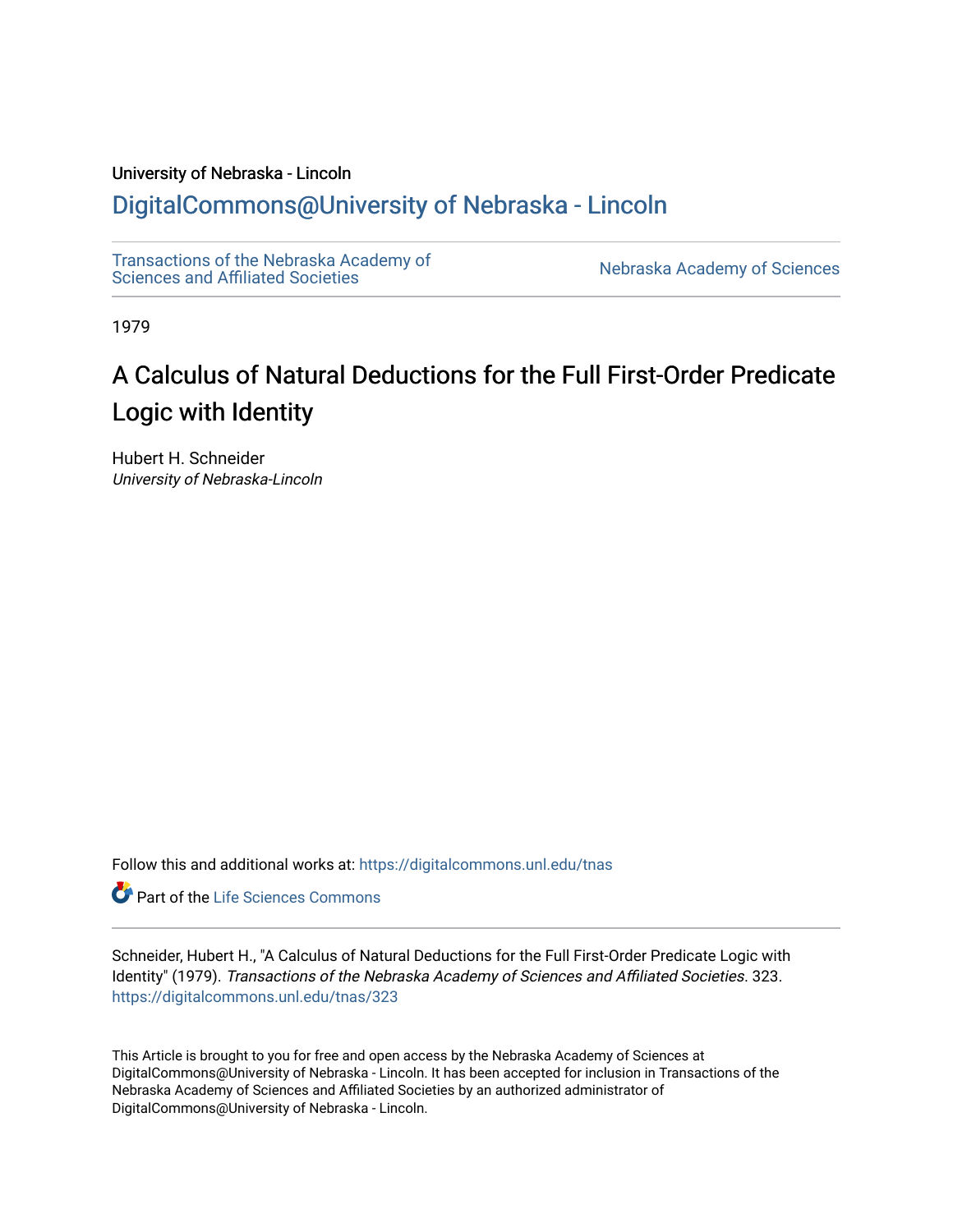University of Nebraska - Lincoln

## DigitalCommons@University of Nebraska - Lincoln

Transactions of the Nebraska Academy of Sciences and Affiliated Societies | Nebraska Academy of Sciences

1979

# A Calculus of Natural Deductions for the Full First-Order Predicate Logic with Identity

Hubert H. Schneider
*University of Nebraska-Lincoln*

Follow this and additional works at: https://digitalcommons.unl.edu/tnas

Part of the Life Sciences Commons

Schneider, Hubert H., "A Calculus of Natural Deductions for the Full First-Order Predicate Logic with Identity" (1979). *Transactions of the Nebraska Academy of Sciences and Affiliated Societies*. 323.
https://digitalcommons.unl.edu/tnas/323

This Article is brought to you for free and open access by the Nebraska Academy of Sciences at DigitalCommons@University of Nebraska - Lincoln. It has been accepted for inclusion in Transactions of the Nebraska Academy of Sciences and Affiliated Societies by an authorized administrator of DigitalCommons@University of Nebraska - Lincoln.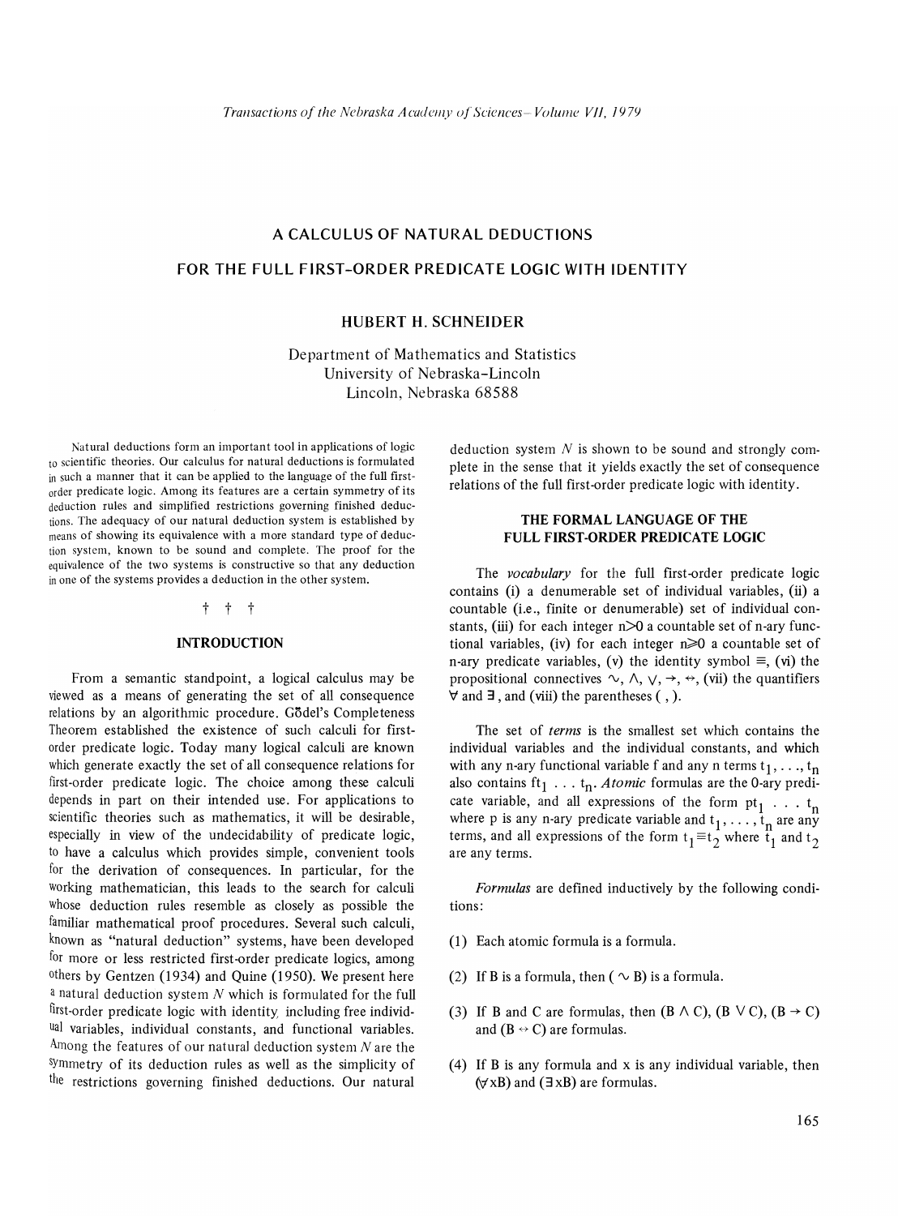# A CALCULUS OF NATURAL DEDUCTIONS FOR THE FULL FIRST-ORDER PREDICATE LOGIC WITH IDENTITY

## HUBERT H. SCHNEIDER

Department of Mathematics and Statistics
University of Nebraska–Lincoln
Lincoln, Nebraska 68588

Natural deductions form an important tool in applications of logic to scientific theories. Our calculus for natural deductions is formulated in such a manner that it can be applied to the language of the full first-order predicate logic. Among its features are a certain symmetry of its deduction rules and simplified restrictions governing finished deductions. The adequacy of our natural deduction system is established by means of showing its equivalence with a more standard type of deduction system, known to be sound and complete. The proof for the equivalence of the two systems is constructive so that any deduction in one of the systems provides a deduction in the other system.

† † †

### INTRODUCTION

From a semantic standpoint, a logical calculus may be viewed as a means of generating the set of all consequence relations by an algorithmic procedure. Gödel's Completeness Theorem established the existence of such calculi for first-order predicate logic. Today many logical calculi are known which generate exactly the set of all consequence relations for first-order predicate logic. The choice among these calculi depends in part on their intended use. For applications to scientific theories such as mathematics, it will be desirable, especially in view of the undecidability of predicate logic, to have a calculus which provides simple, convenient tools for the derivation of consequences. In particular, for the working mathematician, this leads to the search for calculi whose deduction rules resemble as closely as possible the familiar mathematical proof procedures. Several such calculi, known as "natural deduction" systems, have been developed for more or less restricted first-order predicate logics, among others by Gentzen (1934) and Quine (1950). We present here a natural deduction system *N* which is formulated for the full first-order predicate logic with identity, including free individual variables, individual constants, and functional variables. Among the features of our natural deduction system *N* are the symmetry of its deduction rules as well as the simplicity of the restrictions governing finished deductions. Our natural deduction system *N* is shown to be sound and strongly complete in the sense that it yields exactly the set of consequence relations of the full first-order predicate logic with identity.

### THE FORMAL LANGUAGE OF THE FULL FIRST-ORDER PREDICATE LOGIC

The *vocabulary* for the full first-order predicate logic contains (i) a denumerable set of individual variables, (ii) a countable (i.e., finite or denumerable) set of individual constants, (iii) for each integer $n>0$ a countable set of n-ary functional variables, (iv) for each integer $n\geqslant 0$ a countable set of n-ary predicate variables, (v) the identity symbol $\equiv$, (vi) the propositional connectives $\sim, \wedge, \vee, \rightarrow, \leftrightarrow$, (vii) the quantifiers $\forall$ and $\exists$, and (viii) the parentheses ( , ).

The set of *terms* is the smallest set which contains the individual variables and the individual constants, and which with any n-ary functional variable f and any n terms $t_1, \ldots, t_n$ also contains $ft_1 \ldots t_n$. *Atomic* formulas are the 0-ary predicate variable, and all expressions of the form $pt_1 \ldots t_n$ where p is any n-ary predicate variable and $t_1, \ldots, t_n$ are any terms, and all expressions of the form $t_1 \equiv t_2$ where $t_1$ and $t_2$ are any terms.

*Formulas* are defined inductively by the following conditions:

(1) Each atomic formula is a formula.

(2) If B is a formula, then $(\sim B)$ is a formula.

(3) If B and C are formulas, then $(B \wedge C)$, $(B \vee C)$, $(B \rightarrow C)$ and $(B \leftrightarrow C)$ are formulas.

(4) If B is any formula and x is any individual variable, then $(\forall xB)$ and $(\exists xB)$ are formulas.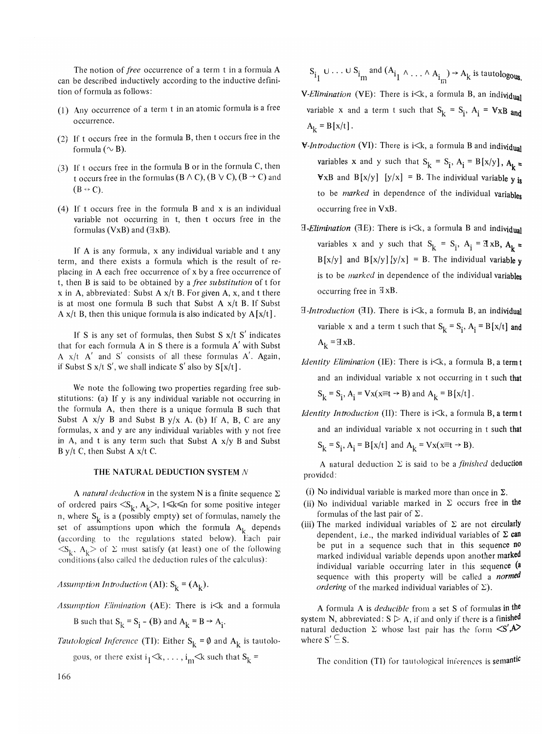The notion of *free* occurrence of a term t in a formula A can be described inductively according to the inductive definition of formula as follows:

(1) Any occurrence of a term t in an atomic formula is a free occurrence.

(2) If t occurs free in the formula B, then t occurs free in the formula $(\sim B)$.

(3) If t occurs free in the formula B or in the formula C, then t occurs free in the formulas $(B \wedge C)$, $(B \vee C)$, $(B \rightarrow C)$ and $(B \leftrightarrow C)$.

(4) If t occurs free in the formula B and x is an individual variable not occurring in t, then t occurs free in the formulas $(\forall xB)$ and $(\exists xB)$.

If A is any formula, x any individual variable and t any term, and there exists a formula which is the result of replacing in A each free occurrence of x by a free occurrence of t, then B is said to be obtained by a *free substitution* of t for x in A, abbreviated: Subst A x/t B. For given A, x, and t there is at most one formula B such that Subst A x/t B. If Subst A x/t B, then this unique formula is also indicated by $A[x/t]$.

If S is any set of formulas, then Subst S x/t S′ indicates that for each formula A in S there is a formula A′ with Subst A x/t A′ and S′ consists of all these formulas A′. Again, if Subst S x/t S′, we shall indicate S′ also by $S[x/t]$.

We note the following two properties regarding free substitutions: (a) If y is any individual variable not occurring in the formula A, then there is a unique formula B such that Subst A x/y B and Subst B y/x A. (b) If A, B, C are any formulas, x and y are any individual variables with y not free in A, and t is any term such that Subst A x/y B and Subst B y/t C, then Subst A x/t C.

## THE NATURAL DEDUCTION SYSTEM $N$

A *natural deduction* in the system N is a finite sequence $\Sigma$ of ordered pairs $\langle S_k, A_k \rangle$, $1 \leqslant k \leqslant n$ for some positive integer n, where $S_k$ is a (possibly empty) set of formulas, namely the set of assumptions upon which the formula $A_k$ depends (according to the regulations stated below). Each pair $\langle S_k, A_k \rangle$ of $\Sigma$ must satisfy (at least) one of the following conditions (also called the deduction rules of the calculus):

*Assumption Introduction* (AI): $S_k = \{A_k\}$.

*Assumption Elimination* (AE): There is $i<k$ and a formula B such that $S_k = S_i - \{B\}$ and $A_k = B \rightarrow A_i$.

*Tautological Inference* (TI): Either $S_k = \emptyset$ and $A_k$ is tautologous, or there exist $i_1<k, \ldots, i_m<k$ such that $S_k = S_{i_1} \cup \ldots \cup S_{i_m}$ and $(A_{i_1} \wedge \ldots \wedge A_{i_m}) \rightarrow A_k$ is tautologous.

*$\forall$-Elimination* ($\forall$E): There is $i<k$, a formula B, an individual variable x and a term t such that $S_k = S_i$, $A_i = \forall xB$ and $A_k = B[x/t]$.

*$\forall$-Introduction* ($\forall$I): There is $i<k$, a formula B and individual variables x and y such that $S_k = S_i$, $A_i = B[x/y]$, $A_k = \forall xB$ and $B[x/y]\,[y/x] = B$. The individual variable y is to be *marked* in dependence of the individual variables occurring free in $\forall$xB.

*$\exists$-Elimination* ($\exists$E): There is $i<k$, a formula B and individual variables x and y such that $S_k = S_i$, $A_i = \exists xB$, $A_k = B[x/y]$ and $B[x/y]\,[y/x] = B$. The individual variable y is to be *marked* in dependence of the individual variables occurring free in $\exists$xB.

*$\exists$-Introduction* ($\exists$I). There is $i<k$, a formula B, an individual variable x and a term t such that $S_k = S_i$, $A_i = B[x/t]$ and $A_k = \exists xB$.

*Identity Elimination* (IE): There is $i<k$, a formula B, a term t and an individual variable x not occurring in t such that $S_k = S_i$, $A_i = \forall x(x \equiv t \rightarrow B)$ and $A_k = B[x/t]$.

*Identity Introduction* (II): There is $i<k$, a formula B, a term t and an individual variable x not occurring in t such that $S_k = S_i$, $A_i = B[x/t]$ and $A_k = \forall x(x \equiv t \rightarrow B)$.

A natural deduction $\Sigma$ is said to be a *finished* deduction provided:

(i) No individual variable is marked more than once in $\Sigma$.
(ii) No individual variable marked in $\Sigma$ occurs free in the formulas of the last pair of $\Sigma$.
(iii) The marked individual variables of $\Sigma$ are not circularly dependent, i.e., the marked individual variables of $\Sigma$ can be put in a sequence such that in this sequence no marked individual variable depends upon another marked individual variable occurring later in this sequence (a sequence with this property will be called a *normed ordering* of the marked individual variables of $\Sigma$).

A formula A is *deducible* from a set S of formulas in the system N, abbreviated: $S \triangleright A$, if and only if there is a finished natural deduction $\Sigma$ whose last pair has the form $\langle S', A \rangle$ where $S' \subseteq S$.

The condition (TI) for tautological inferences is semantic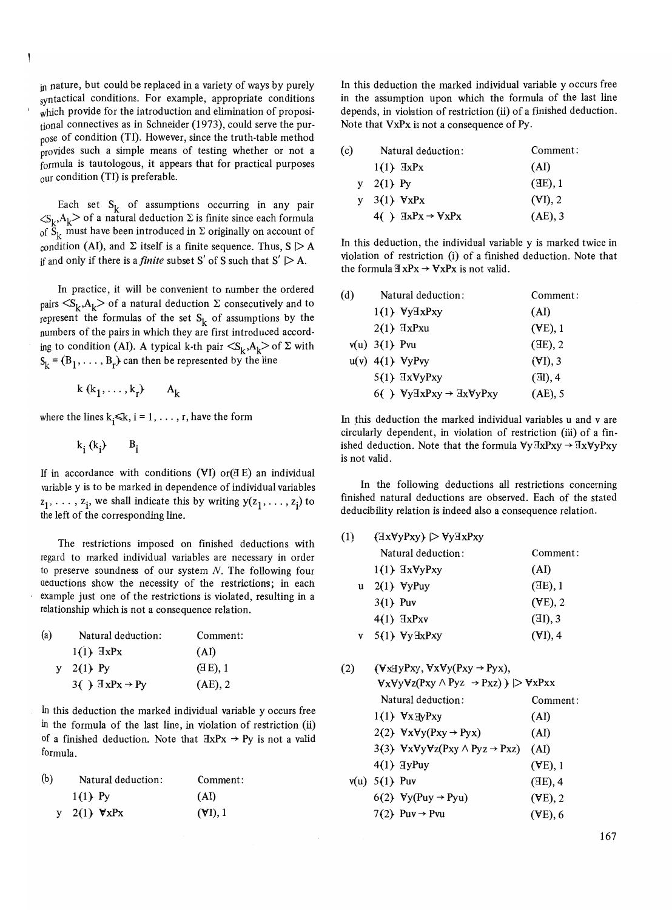in nature, but could be replaced in a variety of ways by purely syntactical conditions. For example, appropriate conditions which provide for the introduction and elimination of propositional connectives as in Schneider (1973), could serve the purpose of condition (TI). However, since the truth-table method provides such a simple means of testing whether or not a formula is tautologous, it appears that for practical purposes our condition (TI) is preferable.

Each set $S_k$ of assumptions occurring in any pair $\langle S_k, A_k \rangle$ of a natural deduction $\Sigma$ is finite since each formula of $S_k$ must have been introduced in $\Sigma$ originally on account of condition (AI), and $\Sigma$ itself is a finite sequence. Thus, $S \mathrel{|\!\!>} A$ if and only if there is a *finite* subset $S'$ of S such that $S' \mathrel{|\!\!>} A$.

In practice, it will be convenient to number the ordered pairs $\langle S_k, A_k \rangle$ of a natural deduction $\Sigma$ consecutively and to represent the formulas of the set $S_k$ of assumptions by the numbers of the pairs in which they are first introduced according to condition (AI). A typical k-th pair $\langle S_k, A_k \rangle$ of $\Sigma$ with $S_k = \{B_1, \ldots, B_r\}$ can then be represented by the line

$$k\,(k_1, \ldots, k_r) \qquad A_k$$

where the lines $k_i \leqslant k$, $i = 1, \ldots, r$, have the form

$$k_i\,(k_i) \qquad B_i$$

If in accordance with conditions ($\forall$I) or($\exists$E) an individual variable y is to be marked in dependence of individual variables $z_1, \ldots, z_i$, we shall indicate this by writing $y(z_1, \ldots, z_i)$ to the left of the corresponding line.

The restrictions imposed on finished deductions with regard to marked individual variables are necessary in order to preserve soundness of our system $N$. The following four deductions show the necessity of the restrictions; in each example just one of the restrictions is violated, resulting in a relationship which is not a consequence relation.

(a)

| | Natural deduction: | Comment: |
|---|---|---|
| | 1(1) $\exists$xPx | (AI) |
| y | 2(1) Py | ($\exists$E), 1 |
| | 3( ) $\exists$xPx $\to$ Py | (AE), 2 |

In this deduction the marked individual variable y occurs free in the formula of the last line, in violation of restriction (ii) of a finished deduction. Note that $\exists$xPx $\to$ Py is not a valid formula.

(b)

| | Natural deduction: | Comment: |
|---|---|---|
| | 1(1) Py | (AI) |
| y | 2(1) $\forall$xPx | ($\forall$I), 1 |

In this deduction the marked individual variable y occurs free in the assumption upon which the formula of the last line depends, in violation of restriction (ii) of a finished deduction. Note that $\forall$xPx is not a consequence of Py.

(c)

| | Natural deduction: | Comment: |
|---|---|---|
| | 1(1) $\exists$xPx | (AI) |
| y | 2(1) Py | ($\exists$E), 1 |
| y | 3(1) $\forall$xPx | ($\forall$I), 2 |
| | 4( ) $\exists$xPx $\to$ $\forall$xPx | (AE), 3 |

In this deduction, the individual variable y is marked twice in violation of restriction (i) of a finished deduction. Note that the formula $\exists$xPx $\to$ $\forall$xPx is not valid.

(d)

| | Natural deduction: | Comment: |
|---|---|---|
| | 1(1) $\forall$y$\exists$xPxy | (AI) |
| | 2(1) $\exists$xPxu | ($\forall$E), 1 |
| v(u) | 3(1) Pvu | ($\exists$E), 2 |
| u(v) | 4(1) $\forall$yPvy | ($\forall$I), 3 |
| | 5(1) $\exists$x$\forall$yPxy | ($\exists$I), 4 |
| | 6( ) $\forall$y$\exists$xPxy $\to$ $\exists$x$\forall$yPxy | (AE), 5 |

In this deduction the marked individual variables u and v are circularly dependent, in violation of restriction (iii) of a finished deduction. Note that the formula $\forall$y$\exists$xPxy $\to$ $\exists$x$\forall$yPxy is not valid.

In the following deductions all restrictions concerning finished natural deductions are observed. Each of the stated deducibility relation is indeed also a consequence relation.

(1) {$\exists$x$\forall$yPxy} $\mathrel{|\!\!>}$ $\forall$y$\exists$xPxy

| | Natural deduction: | Comment: |
|---|---|---|
| | 1(1) $\exists$x$\forall$yPxy | (AI) |
| u | 2(1) $\forall$yPuy | ($\exists$E), 1 |
| | 3(1) Puv | ($\forall$E), 2 |
| | 4(1) $\exists$xPxv | ($\exists$I), 3 |
| v | 5(1) $\forall$y$\exists$xPxy | ($\forall$I), 4 |

(2) {$\forall$x$\exists$yPxy, $\forall$x$\forall$y(Pxy $\to$ Pyx), $\forall$x$\forall$y$\forall$z(Pxy $\wedge$ Pyz $\to$ Pxz)} $\mathrel{|\!\!>}$ $\forall$xPxx

| | Natural deduction: | Comment: |
|---|---|---|
| | 1(1) $\forall$x$\exists$yPxy | (AI) |
| | 2(2) $\forall$x$\forall$y(Pxy $\to$ Pyx) | (AI) |
| | 3(3) $\forall$x$\forall$y$\forall$z(Pxy $\wedge$ Pyz $\to$ Pxz) | (AI) |
| | 4(1) $\exists$yPuy | ($\forall$E), 1 |
| v(u) | 5(1) Puv | ($\exists$E), 4 |
| | 6(2) $\forall$y(Puy $\to$ Pyu) | ($\forall$E), 2 |
| | 7(2) Puv $\to$ Pvu | ($\forall$E), 6 |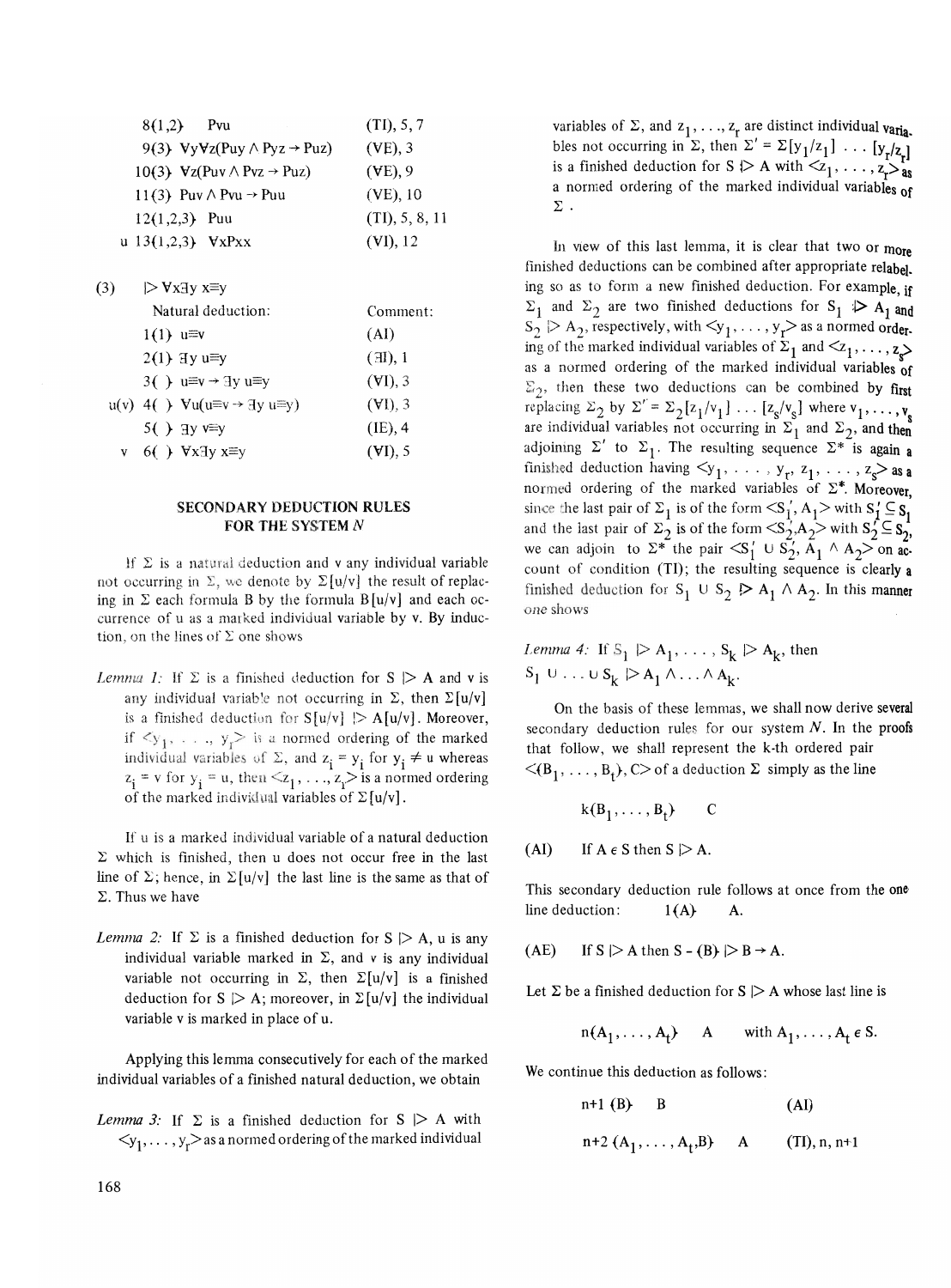| | | |
|---|---|---|
| | 8(1,2) Pvu | (TI), 5, 7 |
| | 9(3) ∀y∀z(Puy ∧ Pyz → Puz) | (∀E), 3 |
| | 10(3) ∀z(Puv ∧ Pvz → Puz) | (∀E), 9 |
| | 11(3) Puv ∧ Pvu → Puu | (∀E), 10 |
| | 12(1,2,3) Puu | (TI), 5, 8, 11 |
| u | 13(1,2,3) ∀xPxx | (∀I), 12 |

(3) ⊳ ∀x∃y x≡y

| | Natural deduction: | Comment: |
|---|---|---|
| | 1(1) u≡v | (AI) |
| | 2(1) ∃y u≡y | (∃I), 1 |
| | 3( ) u≡v → ∃y u≡y | (∀I), 3 |
| u(v) | 4( ) ∀u(u≡v → ∃y u≡y) | (∀I), 3 |
| | 5( ) ∃y v≡y | (IE), 4 |
| v | 6( ) ∀x∃y x≡y | (∀I), 5 |

## SECONDARY DEDUCTION RULES FOR THE SYSTEM *N*

If Σ is a natural deduction and v any individual variable not occurring in Σ, we denote by Σ[u/v] the result of replacing in Σ each formula B by the formula B[u/v] and each occurrence of u as a marked individual variable by v. By induction, on the lines of Σ one shows

*Lemma 1:* If Σ is a finished deduction for S ⊳ A and v is any individual variable not occurring in Σ, then Σ[u/v] is a finished deduction for S[u/v] ⊳ A[u/v]. Moreover, if $<y_1, \ldots, y_r>$ is a normed ordering of the marked individual variables of Σ, and $z_i = y_i$ for $y_i \neq u$ whereas $z_i = v$ for $y_i = u$, then $<z_1, \ldots, z_r>$ is a normed ordering of the marked individual variables of Σ[u/v].

If u is a marked individual variable of a natural deduction Σ which is finished, then u does not occur free in the last line of Σ; hence, in Σ[u/v] the last line is the same as that of Σ. Thus we have

*Lemma 2:* If Σ is a finished deduction for S ⊳ A, u is any individual variable marked in Σ, and v is any individual variable not occurring in Σ, then Σ[u/v] is a finished deduction for S ⊳ A; moreover, in Σ[u/v] the individual variable v is marked in place of u.

Applying this lemma consecutively for each of the marked individual variables of a finished natural deduction, we obtain

*Lemma 3:* If Σ is a finished deduction for S ⊳ A with $<y_1, \ldots, y_r>$ as a normed ordering of the marked individual variables of Σ, and $z_1, \ldots, z_r$ are distinct individual variables not occurring in Σ, then $\Sigma' = \Sigma[y_1/z_1] \ldots [y_r/z_r]$ is a finished deduction for S ⊳ A with $<z_1, \ldots, z_r>$ as a normed ordering of the marked individual variables of Σ.

In view of this last lemma, it is clear that two or more finished deductions can be combined after appropriate relabeling so as to form a new finished deduction. For example, if $\Sigma_1$ and $\Sigma_2$ are two finished deductions for $S_1$ ⊳ $A_1$ and $S_2$ ⊳ $A_2$, respectively, with $<y_1, \ldots, y_r>$ as a normed ordering of the marked individual variables of $\Sigma_1$ and $<z_1, \ldots, z_s>$ as a normed ordering of the marked individual variables of $\Sigma_2$, then these two deductions can be combined by first replacing $\Sigma_2$ by $\Sigma' = \Sigma_2[z_1/v_1] \ldots [z_s/v_s]$ where $v_1, \ldots, v_s$ are individual variables not occurring in $\Sigma_1$ and $\Sigma_2$, and then adjoining Σ' to $\Sigma_1$. The resulting sequence Σ* is again a finished deduction having $<y_1, \ldots, y_r, z_1, \ldots, z_s>$ as a normed ordering of the marked variables of Σ*. Moreover, since the last pair of $\Sigma_1$ is of the form $<S_1', A_1>$ with $S_1' \subseteq S_1$ and the last pair of $\Sigma_2$ is of the form $<S_2', A_2>$ with $S_2' \subseteq S_2$, we can adjoin to Σ* the pair $<S_1' \cup S_2', A_1 \wedge A_2>$ on account of condition (TI); the resulting sequence is clearly a finished deduction for $S_1 \cup S_2$ ⊳ $A_1 \wedge A_2$. In this manner one shows

*Lemma 4:* If $S_1$ ⊳ $A_1, \ldots, S_k$ ⊳ $A_k$, then $S_1 \cup \ldots \cup S_k$ ⊳ $A_1 \wedge \ldots \wedge A_k$.

On the basis of these lemmas, we shall now derive several secondary deduction rules for our system *N*. In the proofs that follow, we shall represent the k-th ordered pair $<(B_1, \ldots, B_t), C>$ of a deduction Σ simply as the line

$$k(B_1, \ldots, B_t) \quad C$$

(AI) If A ∈ S then S ⊳ A.

This secondary deduction rule follows at once from the one line deduction: 1(A) A.

(AE) If S ⊳ A then S − (B) ⊳ B → A.

Let Σ be a finished deduction for S ⊳ A whose last line is

n($A_1, \ldots, A_t$) A with $A_1, \ldots, A_t \in$ S.

We continue this deduction as follows:

| | | |
|---|---|---|
| n+1 (B) | B | (AI) |
| n+2 ($A_1, \ldots, A_t$,B) | A | (TI), n, n+1 |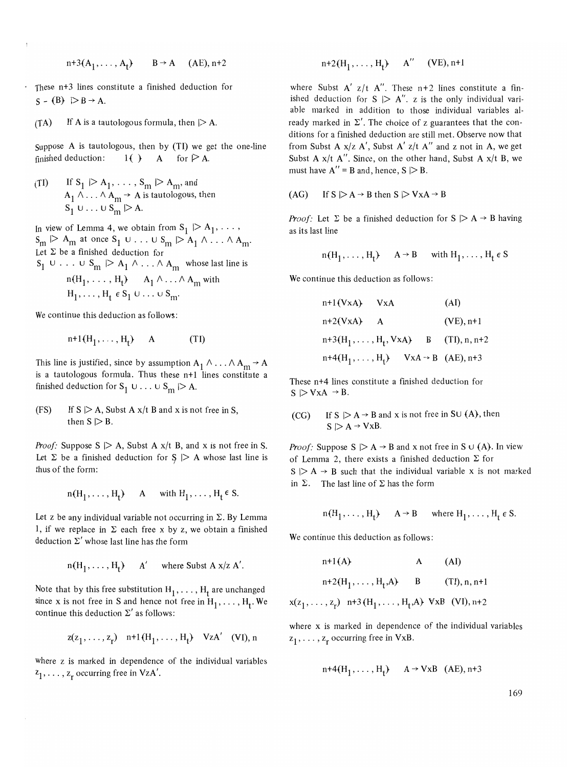$n+3(A_1, \ldots, A_t)\quad B \rightarrow A\quad$ (AE), n+2

These n+3 lines constitute a finished deduction for $S - \{B\} \mathrel{|\!\!>} B \rightarrow A$.

(TA) If A is a tautologous formula, then $\mathrel{|\!\!>} A$.

Suppose A is tautologous, then by (TI) we get the one-line finished deduction: $1(\ )\quad A\quad$ for $\mathrel{|\!\!>} A$.

(TI) If $S_1 \mathrel{|\!\!>} A_1, \ldots, S_m \mathrel{|\!\!>} A_m$, and $A_1 \wedge \ldots \wedge A_m \rightarrow A$ is tautologous, then $S_1 \cup \ldots \cup S_m \mathrel{|\!\!>} A$.

In view of Lemma 4, we obtain from $S_1 \mathrel{|\!\!>} A_1, \ldots, S_m \mathrel{|\!\!>} A_m$ at once $S_1 \cup \ldots \cup S_m \mathrel{|\!\!>} A_1 \wedge \ldots \wedge A_m$. Let $\Sigma$ be a finished deduction for $S_1 \cup \ldots \cup S_m \mathrel{|\!\!>} A_1 \wedge \ldots \wedge A_m$ whose last line is

$n(H_1, \ldots, H_t)\quad A_1 \wedge \ldots \wedge A_m$ with $H_1, \ldots, H_t \in S_1 \cup \ldots \cup S_m$.

We continue this deduction as follows:

$n+1(H_1, \ldots, H_t)\quad A\quad$ (TI)

This line is justified, since by assumption $A_1 \wedge \ldots \wedge A_m \rightarrow A$ is a tautologous formula. Thus these n+1 lines constitute a finished deduction for $S_1 \cup \ldots \cup S_m \mathrel{|\!\!>} A$.

(FS) If $S \mathrel{|\!\!>} A$, Subst A x/t B and x is not free in S, then $S \mathrel{|\!\!>} B$.

*Proof:* Suppose $S \mathrel{|\!\!>} A$, Subst A x/t B, and x is not free in S. Let $\Sigma$ be a finished deduction for $S \mathrel{|\!\!>} A$ whose last line is thus of the form:

$n(H_1, \ldots, H_t)\quad A\quad$ with $H_1, \ldots, H_t \in S$.

Let z be any individual variable not occurring in $\Sigma$. By Lemma 1, if we replace in $\Sigma$ each free x by z, we obtain a finished deduction $\Sigma'$ whose last line has the form

$n(H_1, \ldots, H_t)\quad A'\quad$ where Subst A x/z A'.

Note that by this free substitution $H_1, \ldots, H_t$ are unchanged since x is not free in S and hence not free in $H_1, \ldots, H_t$. We continue this deduction $\Sigma'$ as follows:

$z(z_1, \ldots, z_r)\quad n+1(H_1, \ldots, H_t)\quad \forall zA'\quad$ (VI), n

where z is marked in dependence of the individual variables $z_1, \ldots, z_r$ occurring free in $\forall zA'$.

$n+2(H_1, \ldots, H_t)\quad A''\quad$ (VE), n+1

where Subst A' z/t A''. These n+2 lines constitute a finished deduction for $S \mathrel{|\!\!>} A''$. z is the only individual variable marked in addition to those individual variables already marked in $\Sigma'$. The choice of z guarantees that the conditions for a finished deduction are still met. Observe now that from Subst A x/z A', Subst A' z/t A'' and z not in A, we get Subst A x/t A''. Since, on the other hand, Subst A x/t B, we must have A'' = B and, hence, $S \mathrel{|\!\!>} B$.

(AG) If $S \mathrel{|\!\!>} A \rightarrow B$ then $S \mathrel{|\!\!>} \forall xA \rightarrow B$

*Proof:* Let $\Sigma$ be a finished deduction for $S \mathrel{|\!\!>} A \rightarrow B$ having as its last line

$n(H_1, \ldots, H_t)\quad A \rightarrow B\quad$ with $H_1, \ldots, H_t \in S$

We continue this deduction as follows:

$n+1(\forall xA)\quad \forall xA\quad$ (AI)

$n+2(\forall xA)\quad A\quad$ (VE), n+1

$n+3(H_1, \ldots, H_t, \forall xA)\quad B\quad$ (TI), n, n+2

$n+4(H_1, \ldots, H_t)\quad \forall xA \rightarrow B\quad$ (AE), n+3

These n+4 lines constitute a finished deduction for $S \mathrel{|\!\!>} \forall xA \rightarrow B$.

(CG) If $S \mathrel{|\!\!>} A \rightarrow B$ and x is not free in $S \cup \{A\}$, then $S \mathrel{|\!\!>} A \rightarrow \forall xB$.

*Proof:* Suppose $S \mathrel{|\!\!>} A \rightarrow B$ and x not free in $S \cup \{A\}$. In view of Lemma 2, there exists a finished deduction $\Sigma$ for $S \mathrel{|\!\!>} A \rightarrow B$ such that the individual variable x is not marked in $\Sigma$. The last line of $\Sigma$ has the form

$n(H_1, \ldots, H_t)\quad A \rightarrow B\quad$ where $H_1, \ldots, H_t \in S$.

We continue this deduction as follows:

$n+1(A)\quad A\quad$ (AI)

$n+2(H_1, \ldots, H_t, A)\quad B\quad$ (TI), n, n+1

$x(z_1, \ldots, z_r)\quad n+3(H_1, \ldots, H_t, A)\quad \forall xB\quad$ (VI), n+2

where x is marked in dependence of the individual variables $z_1, \ldots, z_r$ occurring free in $\forall xB$.

$n+4(H_1, \ldots, H_t)\quad A \rightarrow \forall xB\quad$ (AE), n+3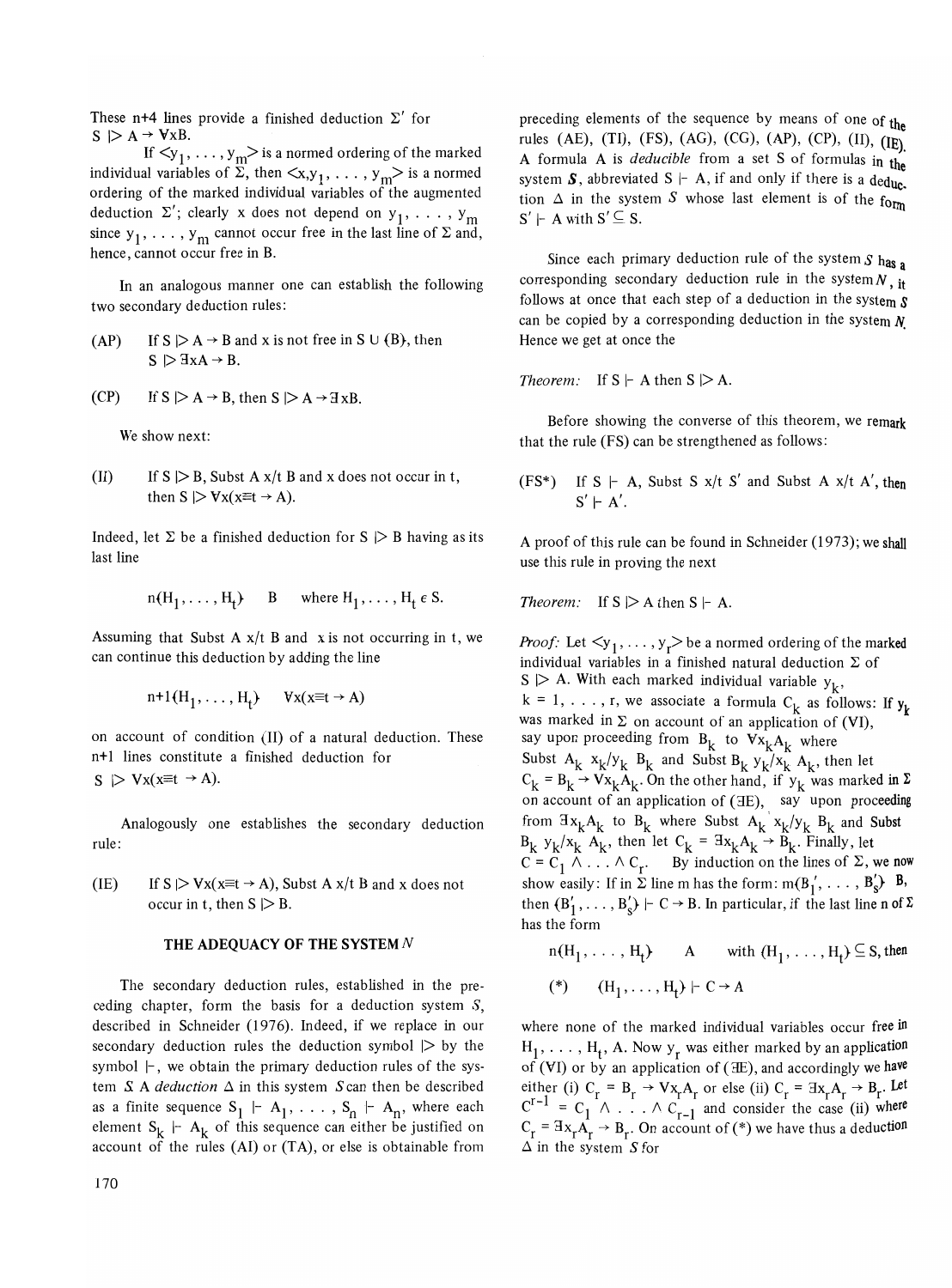These n+4 lines provide a finished deduction $\Sigma'$ for $S \rhd A \rightarrow \forall xB$.

If $<y_1, \ldots, y_m>$ is a normed ordering of the marked individual variables of $\Sigma$, then $<x, y_1, \ldots, y_m>$ is a normed ordering of the marked individual variables of the augmented deduction $\Sigma'$; clearly x does not depend on $y_1, \ldots, y_m$ since $y_1, \ldots, y_m$ cannot occur free in the last line of $\Sigma$ and, hence, cannot occur free in B.

In an analogous manner one can establish the following two secondary deduction rules:

(AP) If $S \rhd A \rightarrow B$ and x is not free in $S \cup \{B\}$, then $S \rhd \exists xA \rightarrow B$.

(CP) If $S \rhd A \rightarrow B$, then $S \rhd A \rightarrow \exists xB$.

We show next:

(II) If $S \rhd B$, Subst A x/t B and x does not occur in t, then $S \rhd \forall x(x \equiv t \rightarrow A)$.

Indeed, let $\Sigma$ be a finished deduction for $S \rhd B$ having as its last line

$$n\{H_1, \ldots, H_t\} \quad B \quad \text{where } H_1, \ldots, H_t \in S.$$

Assuming that Subst A x/t B and x is not occurring in t, we can continue this deduction by adding the line

$$n+1\{H_1, \ldots, H_t\} \quad \forall x(x \equiv t \rightarrow A)$$

on account of condition (II) of a natural deduction. These n+1 lines constitute a finished deduction for $S \rhd \forall x(x \equiv t \rightarrow A)$.

Analogously one establishes the secondary deduction rule:

(IE) If $S \rhd \forall x(x \equiv t \rightarrow A)$, Subst A x/t B and x does not occur in t, then $S \rhd B$.

## THE ADEQUACY OF THE SYSTEM $N$

The secondary deduction rules, established in the preceding chapter, form the basis for a deduction system $S$, described in Schneider (1976). Indeed, if we replace in our secondary deduction rules the deduction symbol $\rhd$ by the symbol $\vdash$, we obtain the primary deduction rules of the system $S$. A *deduction* $\Delta$ in this system $S$ can then be described as a finite sequence $S_1 \vdash A_1, \ldots, S_n \vdash A_n$, where each element $S_k \vdash A_k$ of this sequence can either be justified on account of the rules (AI) or (TA), or else is obtainable from preceding elements of the sequence by means of one of the rules (AE), (TI), (FS), (AG), (CG), (AP), (CP), (II), (IE). A formula A is *deducible* from a set S of formulas in the system $\boldsymbol{S}$, abbreviated $S \vdash A$, if and only if there is a deduction $\Delta$ in the system $S$ whose last element is of the form $S' \vdash A$ with $S' \subseteq S$.

Since each primary deduction rule of the system $S$ has a corresponding secondary deduction rule in the system $N$, it follows at once that each step of a deduction in the system $S$ can be copied by a corresponding deduction in the system $N$. Hence we get at once the

*Theorem:* If $S \vdash A$ then $S \rhd A$.

Before showing the converse of this theorem, we remark that the rule (FS) can be strengthened as follows:

(FS*) If $S \vdash A$, Subst S x/t S' and Subst A x/t A', then $S' \vdash A'$.

A proof of this rule can be found in Schneider (1973); we shall use this rule in proving the next

*Theorem:* If $S \rhd A$ then $S \vdash A$.

*Proof:* Let $<y_1, \ldots, y_r>$ be a normed ordering of the marked individual variables in a finished natural deduction $\Sigma$ of $S \rhd A$. With each marked individual variable $y_k$, $k = 1, \ldots, r$, we associate a formula $C_k$ as follows: If $y_k$ was marked in $\Sigma$ on account of an application of (VI), say upon proceeding from $B_k$ to $\forall x_k A_k$ where Subst $A_k$ $x_k/y_k$ $B_k$ and Subst $B_k$ $y_k/x_k$ $A_k$, then let $C_k = B_k \rightarrow \forall x_k A_k$. On the other hand, if $y_k$ was marked in $\Sigma$ on account of an application of ($\exists$E), say upon proceeding from $\exists x_k A_k$ to $B_k$ where Subst $A_k$ $x_k/y_k$ $B_k$ and Subst $B_k$ $y_k/x_k$ $A_k$, then let $C_k = \exists x_k A_k \rightarrow B_k$. Finally, let $C = C_1 \wedge \ldots \wedge C_r$. By induction on the lines of $\Sigma$, we now show easily: If in $\Sigma$ line m has the form: $m\{B_1', \ldots, B_s'\}$ B, then $\{B_1', \ldots, B_s'\} \vdash C \rightarrow B$. In particular, if the last line n of $\Sigma$ has the form

$$n\{H_1, \ldots, H_t\} \quad A \quad \text{with } \{H_1, \ldots, H_t\} \subseteq S, \text{ then}$$

$$(*) \quad \{H_1, \ldots, H_t\} \vdash C \rightarrow A$$

where none of the marked individual variables occur free in $H_1, \ldots, H_t$, A. Now $y_r$ was either marked by an application of (VI) or by an application of ($\exists$E), and accordingly we have either (i) $C_r = B_r \rightarrow \forall x_r A_r$ or else (ii) $C_r = \exists x_r A_r \rightarrow B_r$. Let $C^{r-1} = C_1 \wedge \ldots \wedge C_{r-1}$ and consider the case (ii) where $C_r = \exists x_r A_r \rightarrow B_r$. On account of (*) we have thus a deduction $\Delta$ in the system $S$ for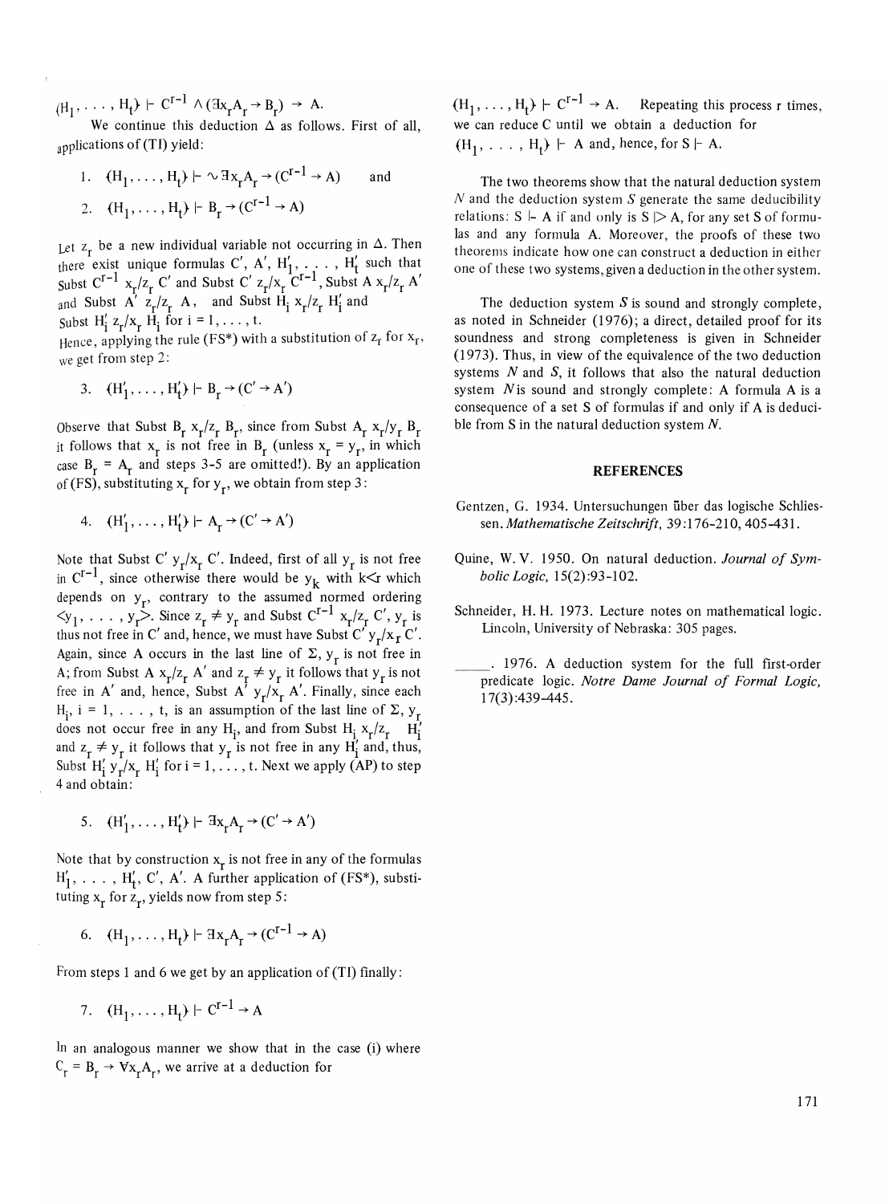$\langle H_1, \ldots, H_t \rangle \vdash C^{r-1} \wedge (\exists x_r A_r \rightarrow B_r) \rightarrow A.$

We continue this deduction $\Delta$ as follows. First of all, applications of (TI) yield:

1. $\langle H_1, \ldots, H_t \rangle \vdash \sim \exists x_r A_r \rightarrow (C^{r-1} \rightarrow A)$ and

2. $\langle H_1, \ldots, H_t \rangle \vdash B_r \rightarrow (C^{r-1} \rightarrow A)$

Let $z_r$ be a new individual variable not occurring in $\Delta$. Then there exist unique formulas $C'$, $A'$, $H_1', \ldots, H_t'$ such that Subst $C^{r-1}$ $x_r/z_r$ $C'$ and Subst $C'$ $z_r/x_r$ $C^{r-1}$, Subst A $x_r/z_r$ $A'$ and Subst $A'$ $z_r/z_r$ A, and Subst $H_i$ $x_r/z_r$ $H_i'$ and Subst $H_i'$ $z_r/x_r$ $H_i$ for $i = 1, \ldots, t$.

Hence, applying the rule (FS*) with a substitution of $z_r$ for $x_r$, we get from step 2:

3. $\langle H_1', \ldots, H_t' \rangle \vdash B_r \rightarrow (C' \rightarrow A')$

Observe that Subst $B_r$ $x_r/z_r$ $B_r$, since from Subst $A_r$ $x_r/y_r$ $B_r$ it follows that $x_r$ is not free in $B_r$ (unless $x_r = y_r$, in which case $B_r = A_r$ and steps 3-5 are omitted!). By an application of (FS), substituting $x_r$ for $y_r$, we obtain from step 3:

4. $\langle H_1', \ldots, H_t' \rangle \vdash A_r \rightarrow (C' \rightarrow A')$

Note that Subst $C'$ $y_r/x_r$ $C'$. Indeed, first of all $y_r$ is not free in $C^{r-1}$, since otherwise there would be $y_k$ with $k<r$ which depends on $y_r$, contrary to the assumed normed ordering $\langle y_1, \ldots, y_r \rangle$. Since $z_r \neq y_r$ and Subst $C^{r-1}$ $x_r/z_r$ $C'$, $y_r$ is thus not free in $C'$ and, hence, we must have Subst $C'$ $y_r/x_r$ $C'$. Again, since A occurs in the last line of $\Sigma$, $y_r$ is not free in A; from Subst A $x_r/z_r$ $A'$ and $z_r \neq y_r$ it follows that $y_r$ is not free in $A'$ and, hence, Subst $A'$ $y_r/x_r$ $A'$. Finally, since each $H_i$, $i = 1, \ldots, t$, is an assumption of the last line of $\Sigma$, $y_r$ does not occur free in any $H_i$, and from Subst $H_i$ $x_r/z_r$ $H_i'$ and $z_r \neq y_r$ it follows that $y_r$ is not free in any $H_i'$ and, thus, Subst $H_i'$ $y_r/x_r$ $H_i'$ for $i = 1, \ldots, t$. Next we apply (AP) to step 4 and obtain:

5. $\langle H_1', \ldots, H_t' \rangle \vdash \exists x_r A_r \rightarrow (C' \rightarrow A')$

Note that by construction $x_r$ is not free in any of the formulas $H_1', \ldots, H_t'$, $C'$, $A'$. A further application of (FS*), substituting $x_r$ for $z_r$, yields now from step 5:

6. $\langle H_1, \ldots, H_t \rangle \vdash \exists x_r A_r \rightarrow (C^{r-1} \rightarrow A)$

From steps 1 and 6 we get by an application of (TI) finally:

7. $\langle H_1, \ldots, H_t \rangle \vdash C^{r-1} \rightarrow A$

In an analogous manner we show that in the case (i) where $C_r = B_r \rightarrow \forall x_r A_r$, we arrive at a deduction for $\langle H_1, \ldots, H_t \rangle \vdash C^{r-1} \rightarrow A$. Repeating this process r times, we can reduce C until we obtain a deduction for $\langle H_1, \ldots, H_t \rangle \vdash$ A and, hence, for S $\vdash$ A.

The two theorems show that the natural deduction system *N* and the deduction system *S* generate the same deducibility relations: S $\vdash$ A if and only is S $\rhd$ A, for any set S of formulas and any formula A. Moreover, the proofs of these two theorems indicate how one can construct a deduction in either one of these two systems, given a deduction in the other system.

The deduction system *S* is sound and strongly complete, as noted in Schneider (1976); a direct, detailed proof for its soundness and strong completeness is given in Schneider (1973). Thus, in view of the equivalence of the two deduction systems *N* and *S*, it follows that also the natural deduction system *N* is sound and strongly complete: A formula A is a consequence of a set S of formulas if and only if A is deducible from S in the natural deduction system *N*.

## REFERENCES

Gentzen, G. 1934. Untersuchungen über das logische Schliessen. *Mathematische Zeitschrift,* 39:176-210, 405-431.

Quine, W. V. 1950. On natural deduction. *Journal of Symbolic Logic,* 15(2):93-102.

Schneider, H. H. 1973. Lecture notes on mathematical logic. Lincoln, University of Nebraska: 305 pages.

\_\_\_\_\_. 1976. A deduction system for the full first-order predicate logic. *Notre Dame Journal of Formal Logic,* 17(3):439-445.